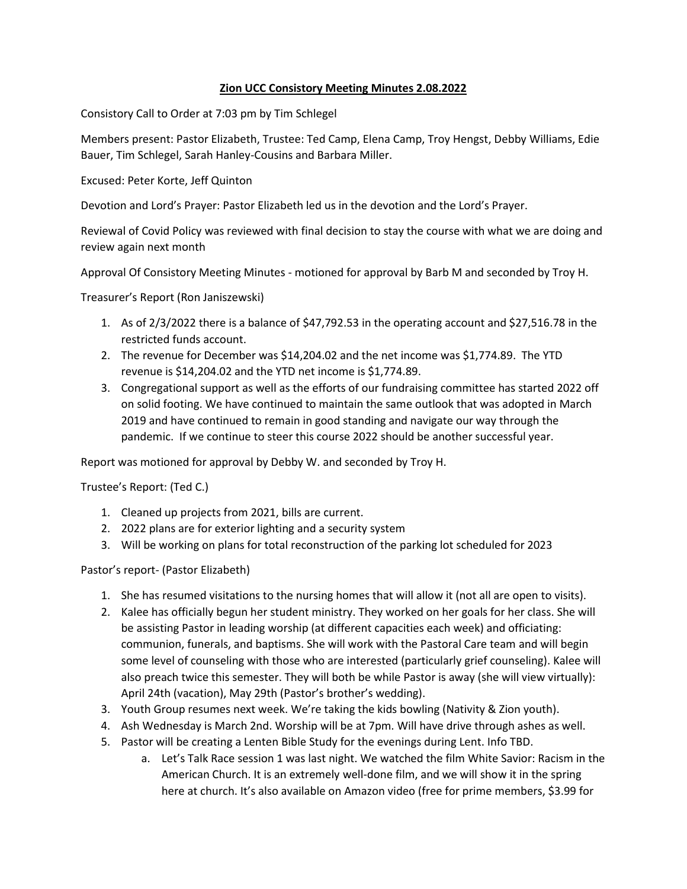**Zion UCC Consistory Meeting Minutes 2.08.2022**

Consistory Call to Order at 7:03 pm by Tim Schlegel

Members present: Pastor Elizabeth, Trustee: Ted Camp, Elena Camp, Troy Hengst, Debby Williams, Edie Bauer, Tim Schlegel, Sarah Hanley-Cousins and Barbara Miller.

Excused: Peter Korte, Jeff Quinton

Devotion and Lord's Prayer: Pastor Elizabeth led us in the devotion and the Lord's Prayer.

Reviewal of Covid Policy was reviewed with final decision to stay the course with what we are doing and review again next month

Approval Of Consistory Meeting Minutes - motioned for approval by Barb M and seconded by Troy H.

Treasurer's Report (Ron Janiszewski)

1. As of 2/3/2022 there is a balance of $47,792.53 in the operating account and $27,516.78 in the restricted funds account.
2. The revenue for December was $14,204.02 and the net income was $1,774.89. The YTD revenue is $14,204.02 and the YTD net income is $1,774.89.
3. Congregational support as well as the efforts of our fundraising committee has started 2022 off on solid footing. We have continued to maintain the same outlook that was adopted in March 2019 and have continued to remain in good standing and navigate our way through the pandemic. If we continue to steer this course 2022 should be another successful year.

Report was motioned for approval by Debby W. and seconded by Troy H.

Trustee's Report: (Ted C.)

1. Cleaned up projects from 2021, bills are current.
2. 2022 plans are for exterior lighting and a security system
3. Will be working on plans for total reconstruction of the parking lot scheduled for 2023

Pastor's report- (Pastor Elizabeth)

1. She has resumed visitations to the nursing homes that will allow it (not all are open to visits).
2. Kalee has officially begun her student ministry. They worked on her goals for her class. She will be assisting Pastor in leading worship (at different capacities each week) and officiating: communion, funerals, and baptisms. She will work with the Pastoral Care team and will begin some level of counseling with those who are interested (particularly grief counseling). Kalee will also preach twice this semester. They will both be while Pastor is away (she will view virtually): April 24th (vacation), May 29th (Pastor's brother's wedding).
3. Youth Group resumes next week. We're taking the kids bowling (Nativity & Zion youth).
4. Ash Wednesday is March 2nd. Worship will be at 7pm. Will have drive through ashes as well.
5. Pastor will be creating a Lenten Bible Study for the evenings during Lent. Info TBD.
   a. Let's Talk Race session 1 was last night. We watched the film White Savior: Racism in the American Church. It is an extremely well-done film, and we will show it in the spring here at church. It's also available on Amazon video (free for prime members, $3.99 for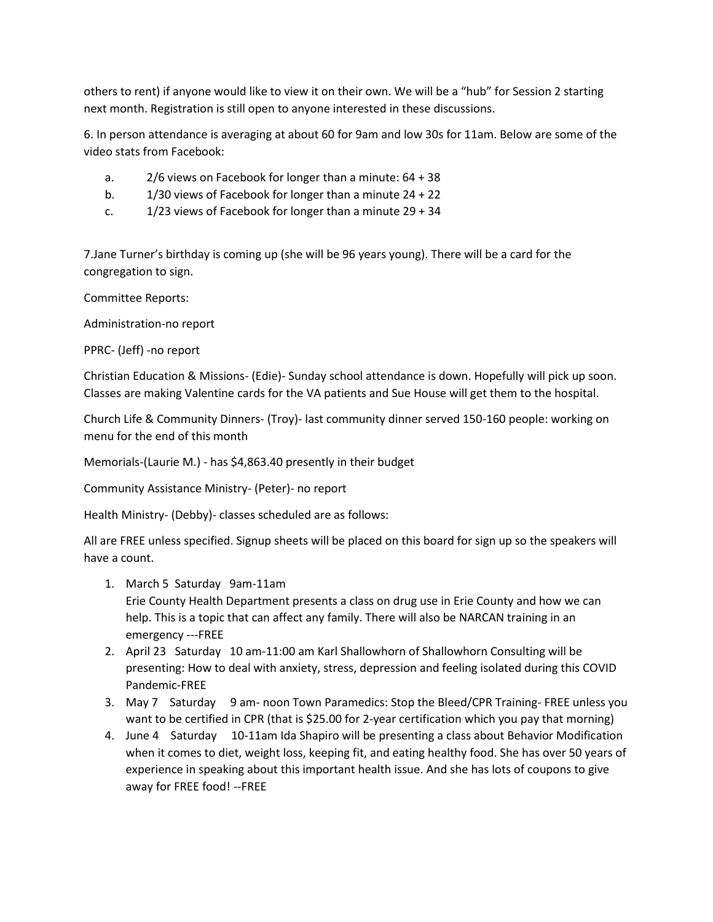others to rent) if anyone would like to view it on their own. We will be a "hub" for Session 2 starting next month. Registration is still open to anyone interested in these discussions.

6. In person attendance is averaging at about 60 for 9am and low 30s for 11am. Below are some of the video stats from Facebook:

   a. 2/6 views on Facebook for longer than a minute: 64 + 38
   b. 1/30 views of Facebook for longer than a minute 24 + 22
   c. 1/23 views of Facebook for longer than a minute 29 + 34

7.Jane Turner's birthday is coming up (she will be 96 years young). There will be a card for the congregation to sign.

Committee Reports:

Administration-no report

PPRC- (Jeff) -no report

Christian Education & Missions- (Edie)- Sunday school attendance is down. Hopefully will pick up soon. Classes are making Valentine cards for the VA patients and Sue House will get them to the hospital.

Church Life & Community Dinners- (Troy)- last community dinner served 150-160 people: working on menu for the end of this month

Memorials-(Laurie M.) - has $4,863.40 presently in their budget

Community Assistance Ministry- (Peter)- no report

Health Ministry- (Debby)- classes scheduled are as follows:

All are FREE unless specified. Signup sheets will be placed on this board for sign up so the speakers will have a count.

1. March 5 Saturday 9am-11am
   Erie County Health Department presents a class on drug use in Erie County and how we can help. This is a topic that can affect any family. There will also be NARCAN training in an emergency ---FREE
2. April 23 Saturday 10 am-11:00 am Karl Shallowhorn of Shallowhorn Consulting will be presenting: How to deal with anxiety, stress, depression and feeling isolated during this COVID Pandemic-FREE
3. May 7 Saturday 9 am- noon Town Paramedics: Stop the Bleed/CPR Training- FREE unless you want to be certified in CPR (that is $25.00 for 2-year certification which you pay that morning)
4. June 4 Saturday 10-11am Ida Shapiro will be presenting a class about Behavior Modification when it comes to diet, weight loss, keeping fit, and eating healthy food. She has over 50 years of experience in speaking about this important health issue. And she has lots of coupons to give away for FREE food! --FREE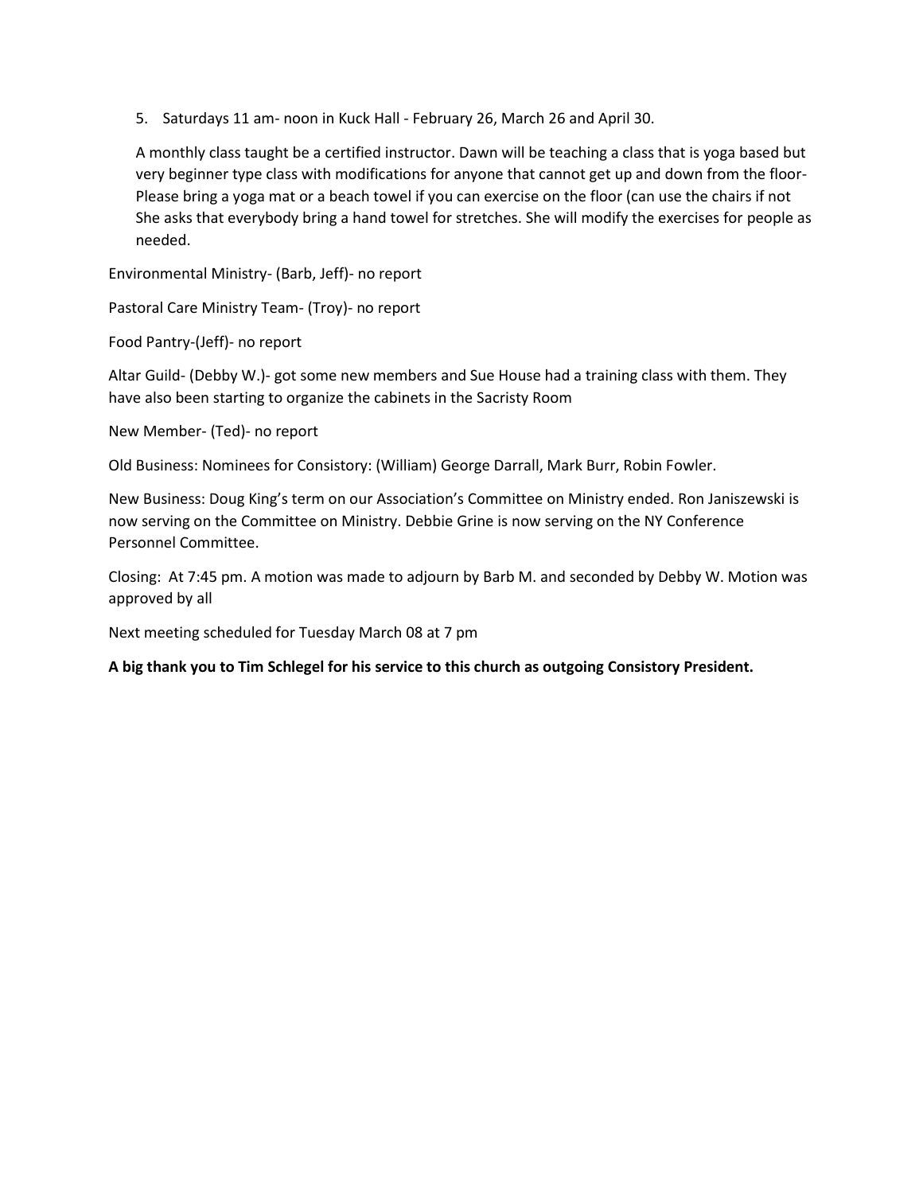5. Saturdays 11 am- noon in Kuck Hall - February 26, March 26 and April 30.

   A monthly class taught be a certified instructor. Dawn will be teaching a class that is yoga based but very beginner type class with modifications for anyone that cannot get up and down from the floor- Please bring a yoga mat or a beach towel if you can exercise on the floor (can use the chairs if not She asks that everybody bring a hand towel for stretches. She will modify the exercises for people as needed.

Environmental Ministry- (Barb, Jeff)- no report

Pastoral Care Ministry Team- (Troy)- no report

Food Pantry-(Jeff)- no report

Altar Guild- (Debby W.)- got some new members and Sue House had a training class with them. They have also been starting to organize the cabinets in the Sacristy Room

New Member- (Ted)- no report

Old Business: Nominees for Consistory: (William) George Darrall, Mark Burr, Robin Fowler.

New Business: Doug King's term on our Association's Committee on Ministry ended. Ron Janiszewski is now serving on the Committee on Ministry. Debbie Grine is now serving on the NY Conference Personnel Committee.

Closing: At 7:45 pm. A motion was made to adjourn by Barb M. and seconded by Debby W. Motion was approved by all

Next meeting scheduled for Tuesday March 08 at 7 pm

**A big thank you to Tim Schlegel for his service to this church as outgoing Consistory President.**